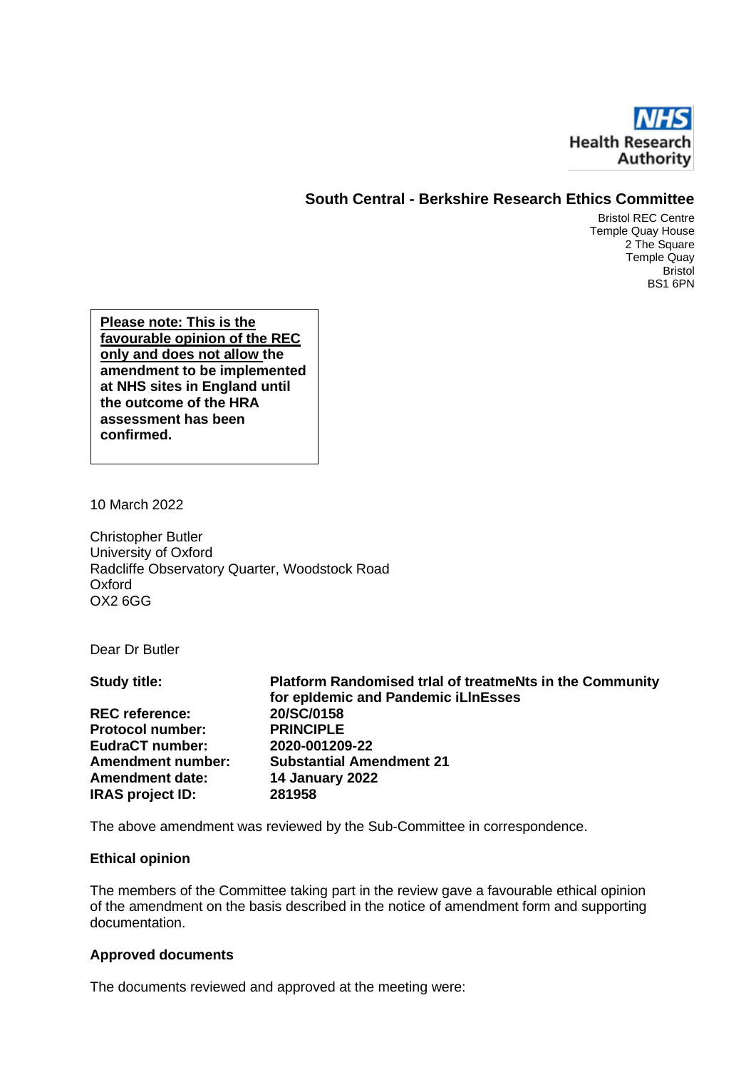NHS Health Research Authority

## South Central - Berkshire Research Ethics Committee

Bristol REC Centre
Temple Quay House
2 The Square
Temple Quay
Bristol
BS1 6PN

**Please note: This is the favourable opinion of the REC only and does not allow the amendment to be implemented at NHS sites in England until the outcome of the HRA assessment has been confirmed.**

10 March 2022

Christopher Butler
University of Oxford
Radcliffe Observatory Quarter, Woodstock Road
Oxford
OX2 6GG

Dear Dr Butler

| | |
|---|---|
| **Study title:** | **Platform Randomised trIal of treatmeNts in the Community for epIdemic and Pandemic iLlnEsses** |
| **REC reference:** | **20/SC/0158** |
| **Protocol number:** | **PRINCIPLE** |
| **EudraCT number:** | **2020-001209-22** |
| **Amendment number:** | **Substantial Amendment 21** |
| **Amendment date:** | **14 January 2022** |
| **IRAS project ID:** | **281958** |

The above amendment was reviewed by the Sub-Committee in correspondence.

### Ethical opinion

The members of the Committee taking part in the review gave a favourable ethical opinion of the amendment on the basis described in the notice of amendment form and supporting documentation.

### Approved documents

The documents reviewed and approved at the meeting were: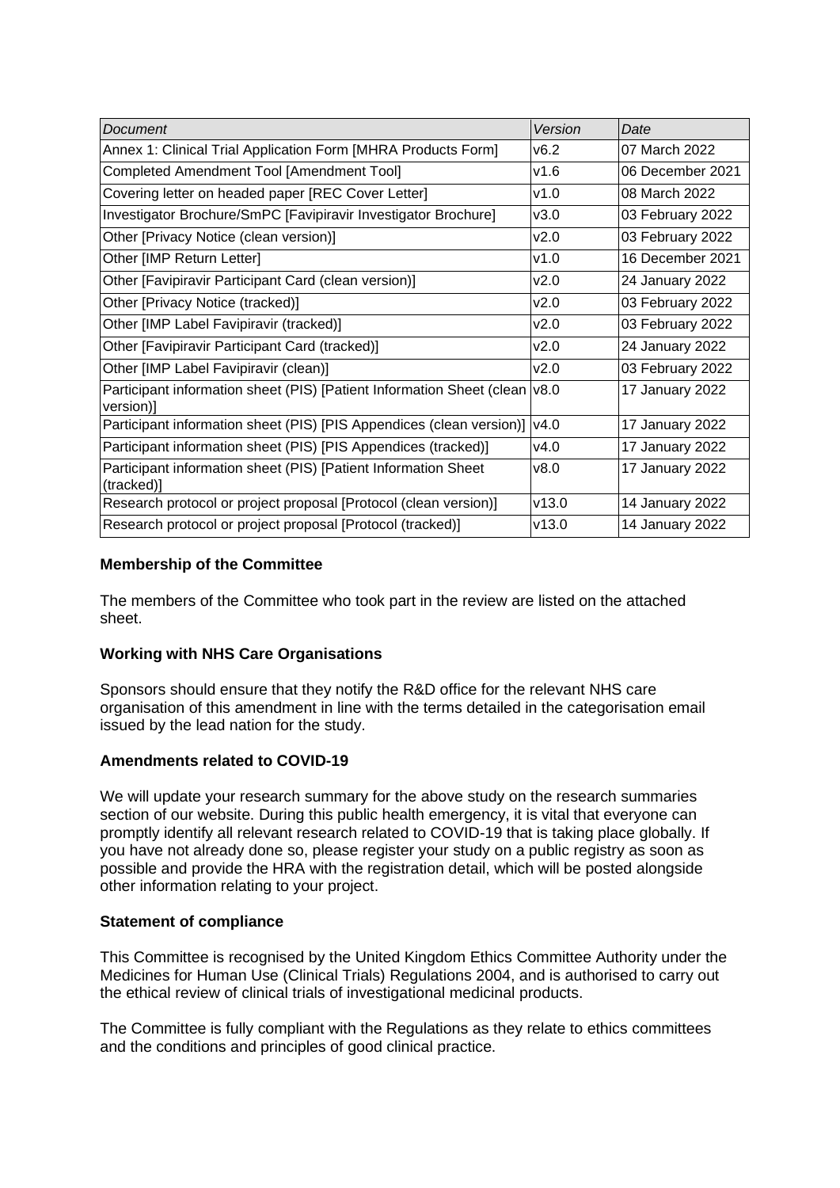| *Document* | *Version* | *Date* |
|---|---|---|
| Annex 1: Clinical Trial Application Form [MHRA Products Form] | v6.2 | 07 March 2022 |
| Completed Amendment Tool [Amendment Tool] | v1.6 | 06 December 2021 |
| Covering letter on headed paper [REC Cover Letter] | v1.0 | 08 March 2022 |
| Investigator Brochure/SmPC [Favipiravir Investigator Brochure] | v3.0 | 03 February 2022 |
| Other [Privacy Notice (clean version)] | v2.0 | 03 February 2022 |
| Other [IMP Return Letter] | v1.0 | 16 December 2021 |
| Other [Favipiravir Participant Card (clean version)] | v2.0 | 24 January 2022 |
| Other [Privacy Notice (tracked)] | v2.0 | 03 February 2022 |
| Other [IMP Label Favipiravir (tracked)] | v2.0 | 03 February 2022 |
| Other [Favipiravir Participant Card (tracked)] | v2.0 | 24 January 2022 |
| Other [IMP Label Favipiravir (clean)] | v2.0 | 03 February 2022 |
| Participant information sheet (PIS) [Patient Information Sheet (clean version)] | v8.0 | 17 January 2022 |
| Participant information sheet (PIS) [PIS Appendices (clean version)] | v4.0 | 17 January 2022 |
| Participant information sheet (PIS) [PIS Appendices (tracked)] | v4.0 | 17 January 2022 |
| Participant information sheet (PIS) [Patient Information Sheet (tracked)] | v8.0 | 17 January 2022 |
| Research protocol or project proposal [Protocol (clean version)] | v13.0 | 14 January 2022 |
| Research protocol or project proposal [Protocol (tracked)] | v13.0 | 14 January 2022 |

**Membership of the Committee**

The members of the Committee who took part in the review are listed on the attached sheet.

**Working with NHS Care Organisations**

Sponsors should ensure that they notify the R&D office for the relevant NHS care organisation of this amendment in line with the terms detailed in the categorisation email issued by the lead nation for the study.

**Amendments related to COVID-19**

We will update your research summary for the above study on the research summaries section of our website. During this public health emergency, it is vital that everyone can promptly identify all relevant research related to COVID-19 that is taking place globally. If you have not already done so, please register your study on a public registry as soon as possible and provide the HRA with the registration detail, which will be posted alongside other information relating to your project.

**Statement of compliance**

This Committee is recognised by the United Kingdom Ethics Committee Authority under the Medicines for Human Use (Clinical Trials) Regulations 2004, and is authorised to carry out the ethical review of clinical trials of investigational medicinal products.

The Committee is fully compliant with the Regulations as they relate to ethics committees and the conditions and principles of good clinical practice.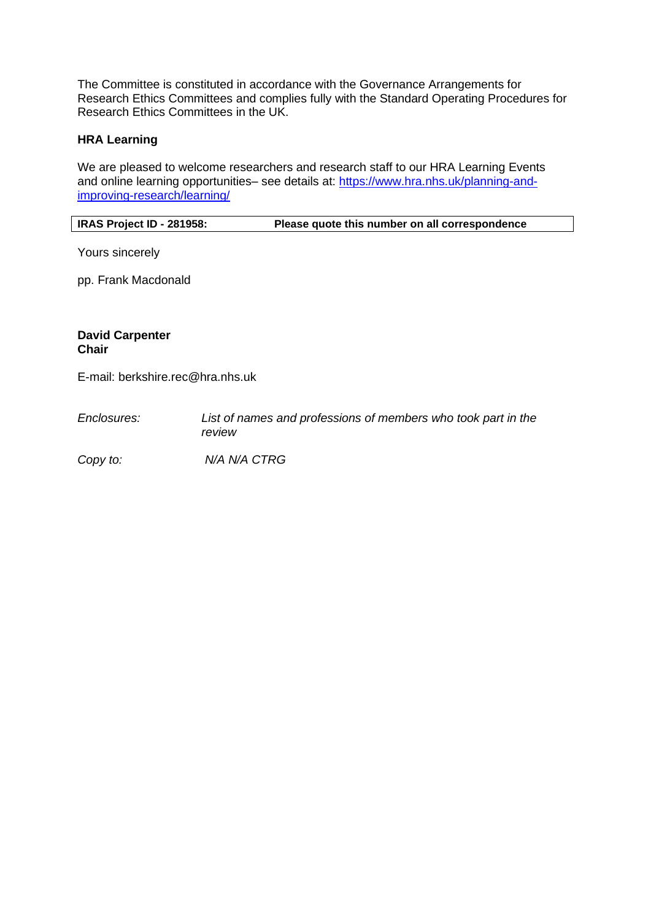The Committee is constituted in accordance with the Governance Arrangements for Research Ethics Committees and complies fully with the Standard Operating Procedures for Research Ethics Committees in the UK.

**HRA Learning**

We are pleased to welcome researchers and research staff to our HRA Learning Events and online learning opportunities– see details at: [https://www.hra.nhs.uk/planning-and-improving-research/learning/](https://www.hra.nhs.uk/planning-and-improving-research/learning/)

| | |
|---|---|
| **IRAS Project ID - 281958:** | **Please quote this number on all correspondence** |

Yours sincerely

pp. Frank Macdonald

**David Carpenter**
**Chair**

E-mail: berkshire.rec@hra.nhs.uk

*Enclosures:* *List of names and professions of members who took part in the review*

*Copy to:* *N/A N/A CTRG*